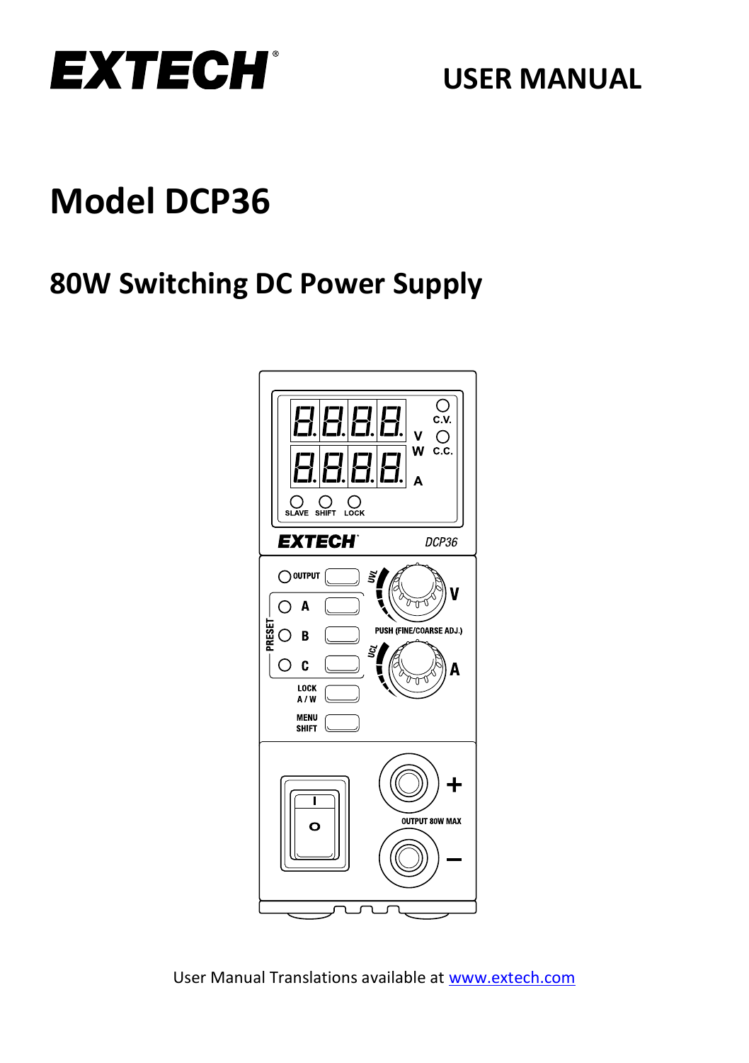# EXTECH

## USER MANUAL

# Model DCP36

## 80W Switching DC Power Supply

User Manual Translations available at [www.extech.com](http://www.extech.com)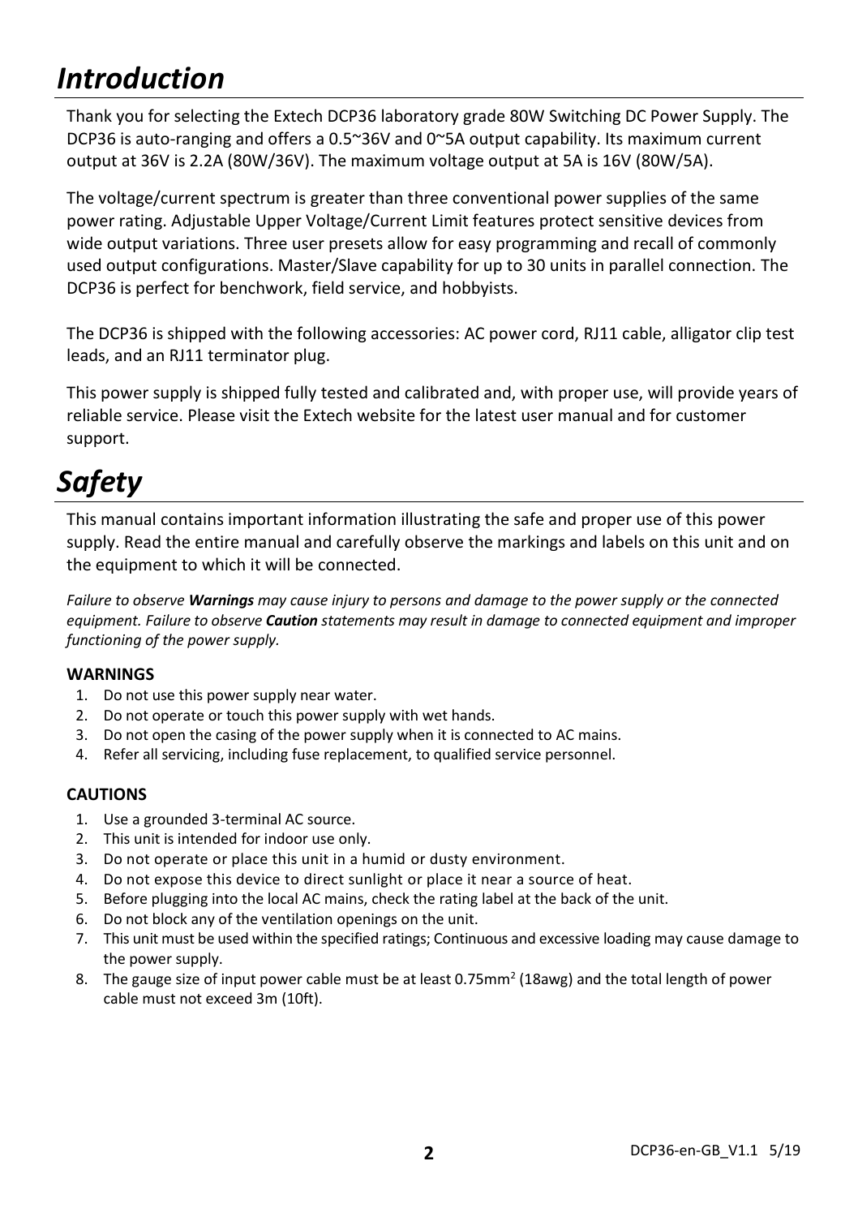# *Introduction*

Thank you for selecting the Extech DCP36 laboratory grade 80W Switching DC Power Supply. The DCP36 is auto-ranging and offers a 0.5~36V and 0~5A output capability. Its maximum current output at 36V is 2.2A (80W/36V). The maximum voltage output at 5A is 16V (80W/5A).

The voltage/current spectrum is greater than three conventional power supplies of the same power rating. Adjustable Upper Voltage/Current Limit features protect sensitive devices from wide output variations. Three user presets allow for easy programming and recall of commonly used output configurations. Master/Slave capability for up to 30 units in parallel connection. The DCP36 is perfect for benchwork, field service, and hobbyists.

The DCP36 is shipped with the following accessories: AC power cord, RJ11 cable, alligator clip test leads, and an RJ11 terminator plug.

This power supply is shipped fully tested and calibrated and, with proper use, will provide years of reliable service. Please visit the Extech website for the latest user manual and for customer support.

# *Safety*

This manual contains important information illustrating the safe and proper use of this power supply. Read the entire manual and carefully observe the markings and labels on this unit and on the equipment to which it will be connected.

*Failure to observe **Warnings** may cause injury to persons and damage to the power supply or the connected equipment. Failure to observe **Caution** statements may result in damage to connected equipment and improper functioning of the power supply.*

**WARNINGS**

1. Do not use this power supply near water.
2. Do not operate or touch this power supply with wet hands.
3. Do not open the casing of the power supply when it is connected to AC mains.
4. Refer all servicing, including fuse replacement, to qualified service personnel.

**CAUTIONS**

1. Use a grounded 3-terminal AC source.
2. This unit is intended for indoor use only.
3. Do not operate or place this unit in a humid or dusty environment.
4. Do not expose this device to direct sunlight or place it near a source of heat.
5. Before plugging into the local AC mains, check the rating label at the back of the unit.
6. Do not block any of the ventilation openings on the unit.
7. This unit must be used within the specified ratings; Continuous and excessive loading may cause damage to the power supply.
8. The gauge size of input power cable must be at least 0.75mm$^2$ (18awg) and the total length of power cable must not exceed 3m (10ft).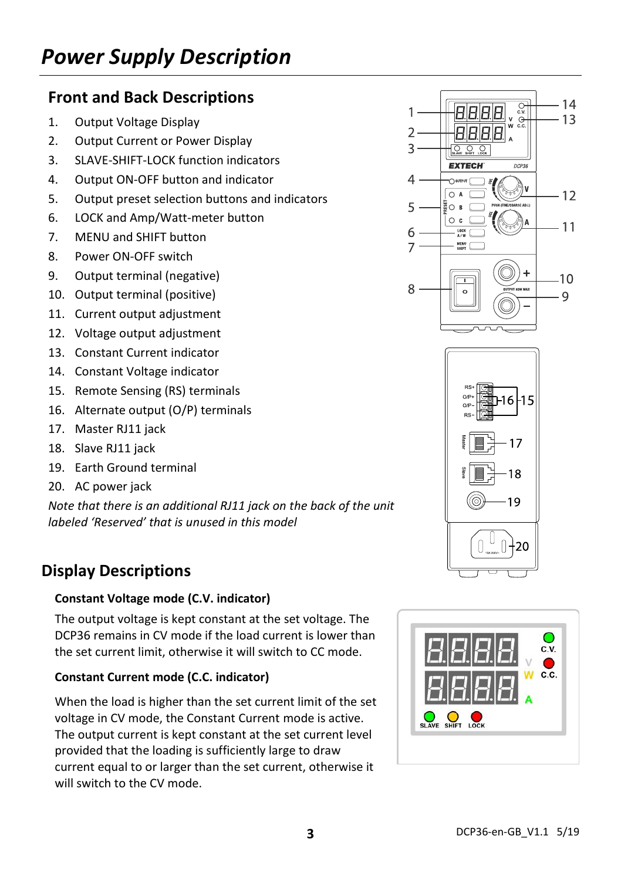# Power Supply Description

## Front and Back Descriptions

1. Output Voltage Display
2. Output Current or Power Display
3. SLAVE-SHIFT-LOCK function indicators
4. Output ON-OFF button and indicator
5. Output preset selection buttons and indicators
6. LOCK and Amp/Watt-meter button
7. MENU and SHIFT button
8. Power ON-OFF switch
9. Output terminal (negative)
10. Output terminal (positive)
11. Current output adjustment
12. Voltage output adjustment
13. Constant Current indicator
14. Constant Voltage indicator
15. Remote Sensing (RS) terminals
16. Alternate output (O/P) terminals
17. Master RJ11 jack
18. Slave RJ11 jack
19. Earth Ground terminal
20. AC power jack

*Note that there is an additional RJ11 jack on the back of the unit labeled 'Reserved' that is unused in this model*

## Display Descriptions

### Constant Voltage mode (C.V. indicator)

The output voltage is kept constant at the set voltage. The DCP36 remains in CV mode if the load current is lower than the set current limit, otherwise it will switch to CC mode.

### Constant Current mode (C.C. indicator)

When the load is higher than the set current limit of the set voltage in CV mode, the Constant Current mode is active. The output current is kept constant at the set current level provided that the loading is sufficiently large to draw current equal to or larger than the set current, otherwise it will switch to the CV mode.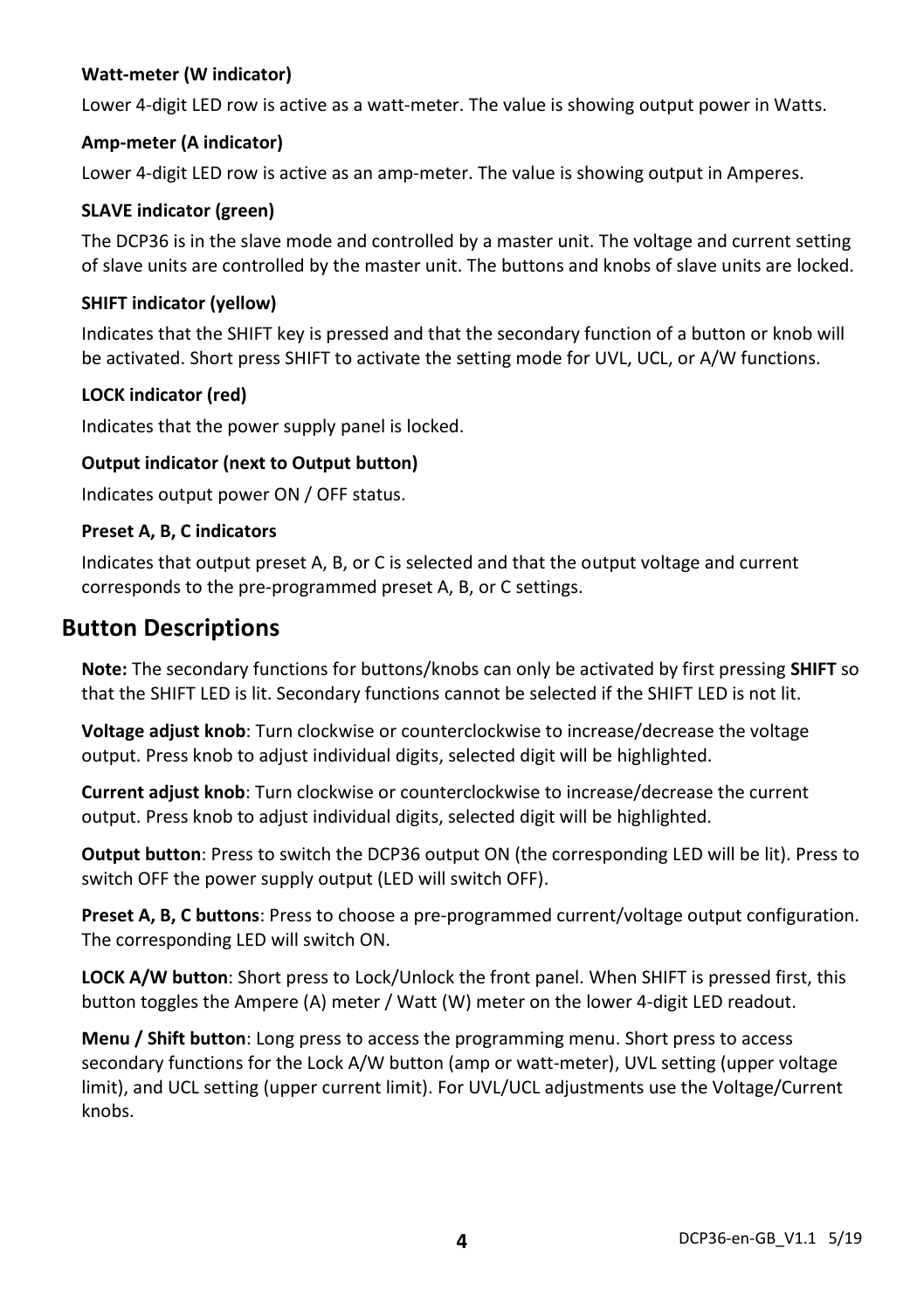#### Watt-meter (W indicator)

Lower 4-digit LED row is active as a watt-meter. The value is showing output power in Watts.

#### Amp-meter (A indicator)

Lower 4-digit LED row is active as an amp-meter. The value is showing output in Amperes.

#### SLAVE indicator (green)

The DCP36 is in the slave mode and controlled by a master unit. The voltage and current setting of slave units are controlled by the master unit. The buttons and knobs of slave units are locked.

#### SHIFT indicator (yellow)

Indicates that the SHIFT key is pressed and that the secondary function of a button or knob will be activated. Short press SHIFT to activate the setting mode for UVL, UCL, or A/W functions.

#### LOCK indicator (red)

Indicates that the power supply panel is locked.

#### Output indicator (next to Output button)

Indicates output power ON / OFF status.

#### Preset A, B, C indicators

Indicates that output preset A, B, or C is selected and that the output voltage and current corresponds to the pre-programmed preset A, B, or C settings.

## Button Descriptions

**Note:** The secondary functions for buttons/knobs can only be activated by first pressing **SHIFT** so that the SHIFT LED is lit. Secondary functions cannot be selected if the SHIFT LED is not lit.

**Voltage adjust knob**: Turn clockwise or counterclockwise to increase/decrease the voltage output. Press knob to adjust individual digits, selected digit will be highlighted.

**Current adjust knob**: Turn clockwise or counterclockwise to increase/decrease the current output. Press knob to adjust individual digits, selected digit will be highlighted.

**Output button**: Press to switch the DCP36 output ON (the corresponding LED will be lit). Press to switch OFF the power supply output (LED will switch OFF).

**Preset A, B, C buttons**: Press to choose a pre-programmed current/voltage output configuration. The corresponding LED will switch ON.

**LOCK A/W button**: Short press to Lock/Unlock the front panel. When SHIFT is pressed first, this button toggles the Ampere (A) meter / Watt (W) meter on the lower 4-digit LED readout.

**Menu / Shift button**: Long press to access the programming menu. Short press to access secondary functions for the Lock A/W button (amp or watt-meter), UVL setting (upper voltage limit), and UCL setting (upper current limit). For UVL/UCL adjustments use the Voltage/Current knobs.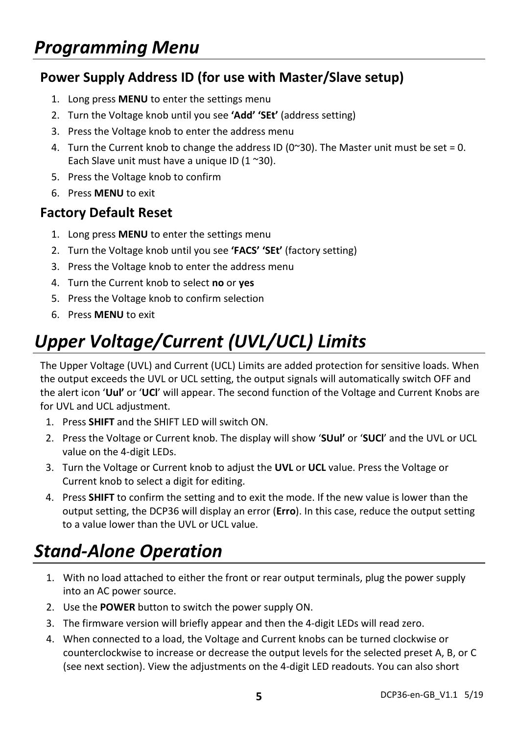# *Programming Menu*

## Power Supply Address ID (for use with Master/Slave setup)

1. Long press **MENU** to enter the settings menu
2. Turn the Voltage knob until you see **'Add' 'SEt'** (address setting)
3. Press the Voltage knob to enter the address menu
4. Turn the Current knob to change the address ID (0~30). The Master unit must be set = 0. Each Slave unit must have a unique ID (1 ~30).
5. Press the Voltage knob to confirm
6. Press **MENU** to exit

## Factory Default Reset

1. Long press **MENU** to enter the settings menu
2. Turn the Voltage knob until you see **'FACS' 'SEt'** (factory setting)
3. Press the Voltage knob to enter the address menu
4. Turn the Current knob to select **no** or **yes**
5. Press the Voltage knob to confirm selection
6. Press **MENU** to exit

# *Upper Voltage/Current (UVL/UCL) Limits*

The Upper Voltage (UVL) and Current (UCL) Limits are added protection for sensitive loads. When the output exceeds the UVL or UCL setting, the output signals will automatically switch OFF and the alert icon '**Uul'** or '**UCl**' will appear. The second function of the Voltage and Current Knobs are for UVL and UCL adjustment.

1. Press **SHIFT** and the SHIFT LED will switch ON.
2. Press the Voltage or Current knob. The display will show '**SUul'** or '**SUCl**' and the UVL or UCL value on the 4-digit LEDs.
3. Turn the Voltage or Current knob to adjust the **UVL** or **UCL** value. Press the Voltage or Current knob to select a digit for editing.
4. Press **SHIFT** to confirm the setting and to exit the mode. If the new value is lower than the output setting, the DCP36 will display an error (**Erro**). In this case, reduce the output setting to a value lower than the UVL or UCL value.

# *Stand-Alone Operation*

1. With no load attached to either the front or rear output terminals, plug the power supply into an AC power source.
2. Use the **POWER** button to switch the power supply ON.
3. The firmware version will briefly appear and then the 4-digit LEDs will read zero.
4. When connected to a load, the Voltage and Current knobs can be turned clockwise or counterclockwise to increase or decrease the output levels for the selected preset A, B, or C (see next section). View the adjustments on the 4-digit LED readouts. You can also short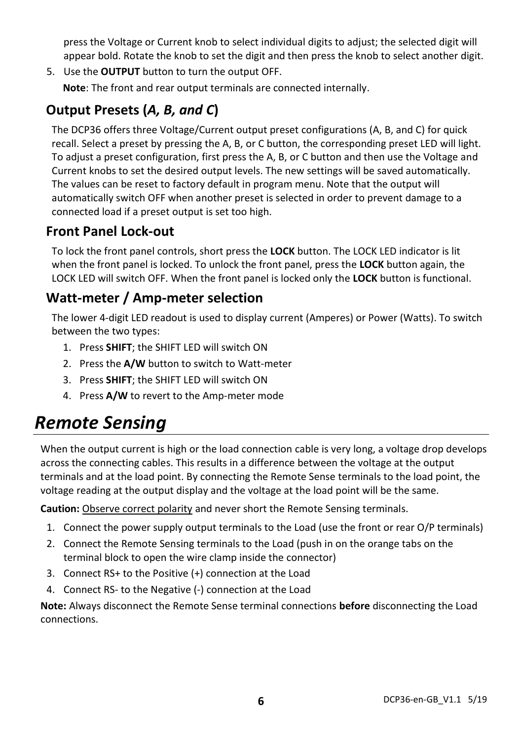press the Voltage or Current knob to select individual digits to adjust; the selected digit will appear bold. Rotate the knob to set the digit and then press the knob to select another digit.

5. Use the **OUTPUT** button to turn the output OFF.

   **Note**: The front and rear output terminals are connected internally.

## Output Presets (*A, B, and C*)

The DCP36 offers three Voltage/Current output preset configurations (A, B, and C) for quick recall. Select a preset by pressing the A, B, or C button, the corresponding preset LED will light. To adjust a preset configuration, first press the A, B, or C button and then use the Voltage and Current knobs to set the desired output levels. The new settings will be saved automatically. The values can be reset to factory default in program menu. Note that the output will automatically switch OFF when another preset is selected in order to prevent damage to a connected load if a preset output is set too high.

## Front Panel Lock-out

To lock the front panel controls, short press the **LOCK** button. The LOCK LED indicator is lit when the front panel is locked. To unlock the front panel, press the **LOCK** button again, the LOCK LED will switch OFF. When the front panel is locked only the **LOCK** button is functional.

## Watt-meter / Amp-meter selection

The lower 4-digit LED readout is used to display current (Amperes) or Power (Watts). To switch between the two types:

1. Press **SHIFT**; the SHIFT LED will switch ON
2. Press the **A/W** button to switch to Watt-meter
3. Press **SHIFT**; the SHIFT LED will switch ON
4. Press **A/W** to revert to the Amp-meter mode

# *Remote Sensing*

When the output current is high or the load connection cable is very long, a voltage drop develops across the connecting cables. This results in a difference between the voltage at the output terminals and at the load point. By connecting the Remote Sense terminals to the load point, the voltage reading at the output display and the voltage at the load point will be the same.

**Caution:** Observe correct polarity and never short the Remote Sensing terminals.

1. Connect the power supply output terminals to the Load (use the front or rear O/P terminals)
2. Connect the Remote Sensing terminals to the Load (push in on the orange tabs on the terminal block to open the wire clamp inside the connector)
3. Connect RS+ to the Positive (+) connection at the Load
4. Connect RS- to the Negative (-) connection at the Load

**Note:** Always disconnect the Remote Sense terminal connections **before** disconnecting the Load connections.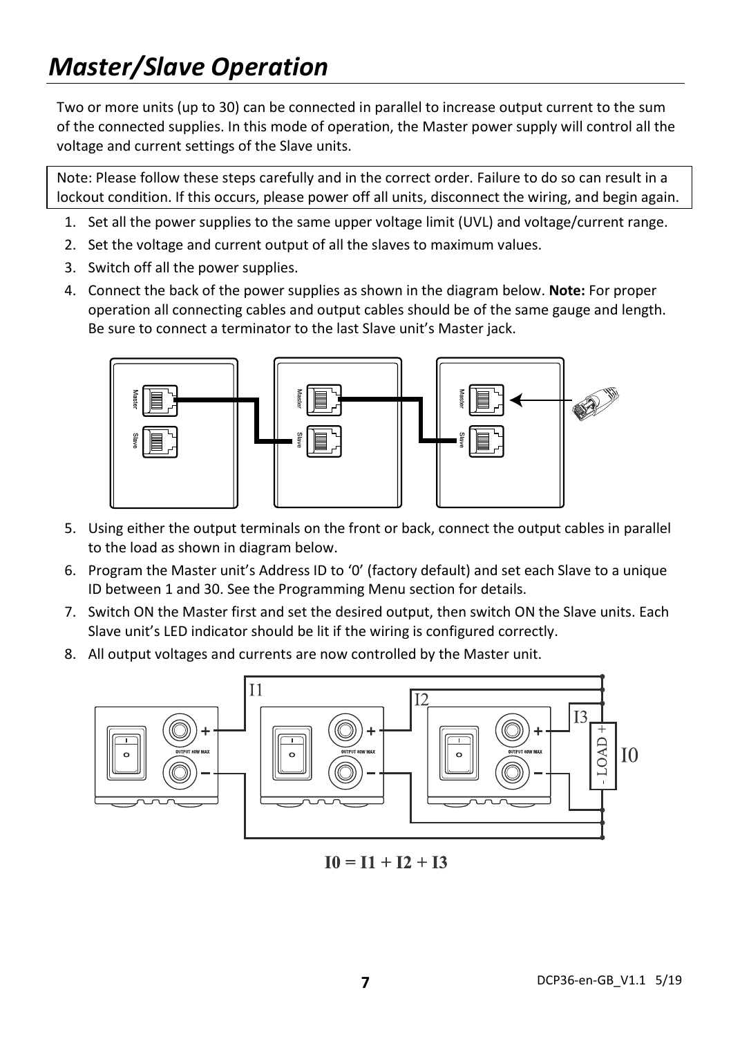# *Master/Slave Operation*

Two or more units (up to 30) can be connected in parallel to increase output current to the sum of the connected supplies. In this mode of operation, the Master power supply will control all the voltage and current settings of the Slave units.

Note: Please follow these steps carefully and in the correct order. Failure to do so can result in a lockout condition. If this occurs, please power off all units, disconnect the wiring, and begin again.

1. Set all the power supplies to the same upper voltage limit (UVL) and voltage/current range.
2. Set the voltage and current output of all the slaves to maximum values.
3. Switch off all the power supplies.
4. Connect the back of the power supplies as shown in the diagram below. **Note:** For proper operation all connecting cables and output cables should be of the same gauge and length. Be sure to connect a terminator to the last Slave unit's Master jack.
5. Using either the output terminals on the front or back, connect the output cables in parallel to the load as shown in diagram below.
6. Program the Master unit's Address ID to '0' (factory default) and set each Slave to a unique ID between 1 and 30. See the Programming Menu section for details.
7. Switch ON the Master first and set the desired output, then switch ON the Slave units. Each Slave unit's LED indicator should be lit if the wiring is configured correctly.
8. All output voltages and currents are now controlled by the Master unit.

$$I0 = I1 + I2 + I3$$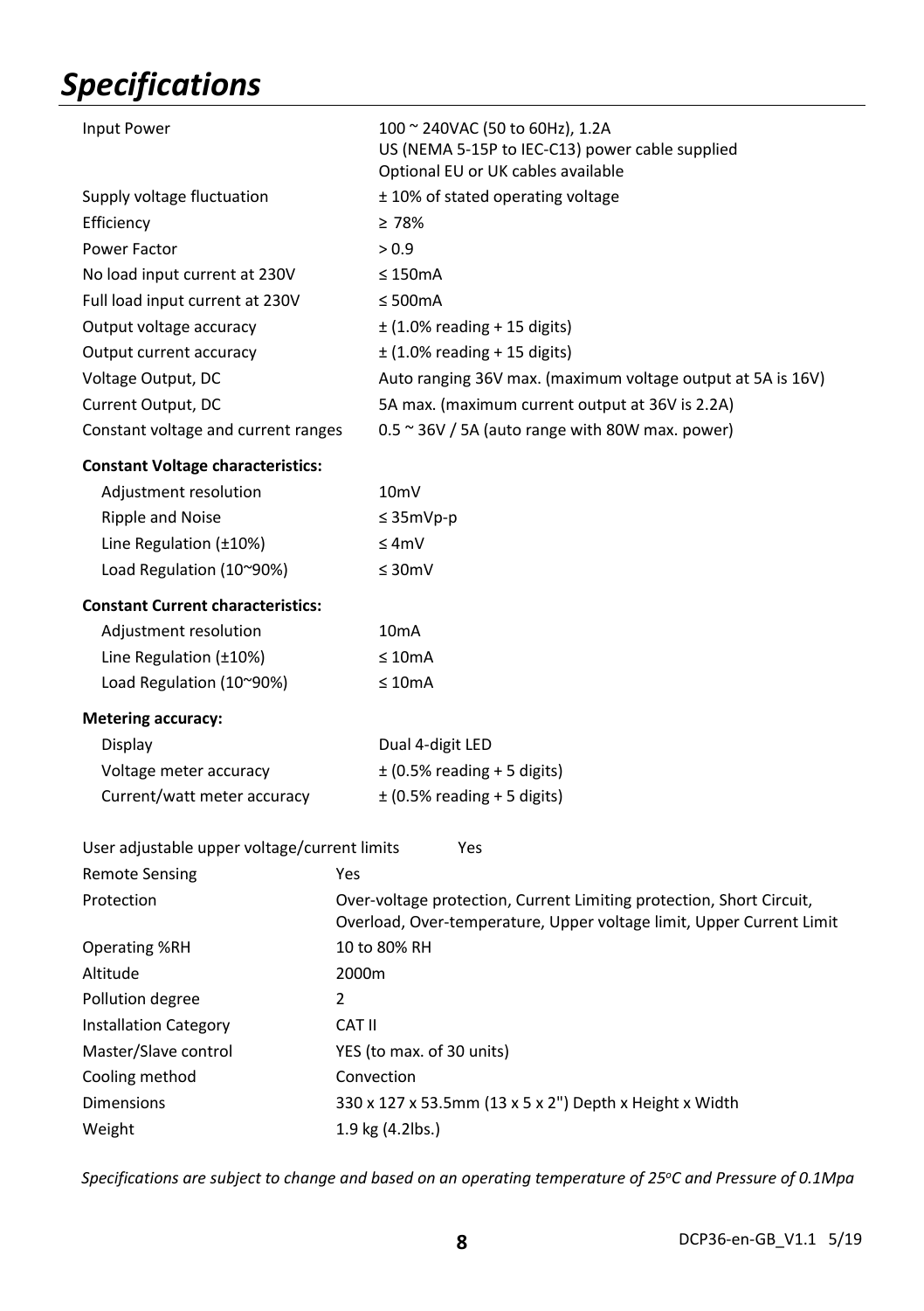# *Specifications*

| | |
|---|---|
| Input Power | 100 ~ 240VAC (50 to 60Hz), 1.2A<br>US (NEMA 5-15P to IEC-C13) power cable supplied<br>Optional EU or UK cables available |
| Supply voltage fluctuation | ± 10% of stated operating voltage |
| Efficiency | ≥ 78% |
| Power Factor | > 0.9 |
| No load input current at 230V | ≤ 150mA |
| Full load input current at 230V | ≤ 500mA |
| Output voltage accuracy | ± (1.0% reading + 15 digits) |
| Output current accuracy | ± (1.0% reading + 15 digits) |
| Voltage Output, DC | Auto ranging 36V max. (maximum voltage output at 5A is 16V) |
| Current Output, DC | 5A max. (maximum current output at 36V is 2.2A) |
| Constant voltage and current ranges | 0.5 ~ 36V / 5A (auto range with 80W max. power) |
| **Constant Voltage characteristics:** | |
| Adjustment resolution | 10mV |
| Ripple and Noise | ≤ 35mVp-p |
| Line Regulation (±10%) | ≤ 4mV |
| Load Regulation (10~90%) | ≤ 30mV |
| **Constant Current characteristics:** | |
| Adjustment resolution | 10mA |
| Line Regulation (±10%) | ≤ 10mA |
| Load Regulation (10~90%) | ≤ 10mA |
| **Metering accuracy:** | |
| Display | Dual 4-digit LED |
| Voltage meter accuracy | ± (0.5% reading + 5 digits) |
| Current/watt meter accuracy | ± (0.5% reading + 5 digits) |
| User adjustable upper voltage/current limits | Yes |
| Remote Sensing | Yes |
| Protection | Over-voltage protection, Current Limiting protection, Short Circuit, Overload, Over-temperature, Upper voltage limit, Upper Current Limit |
| Operating %RH | 10 to 80% RH |
| Altitude | 2000m |
| Pollution degree | 2 |
| Installation Category | CAT II |
| Master/Slave control | YES (to max. of 30 units) |
| Cooling method | Convection |
| Dimensions | 330 x 127 x 53.5mm (13 x 5 x 2") Depth x Height x Width |
| Weight | 1.9 kg (4.2lbs.) |

*Specifications are subject to change and based on an operating temperature of 25°C and Pressure of 0.1Mpa*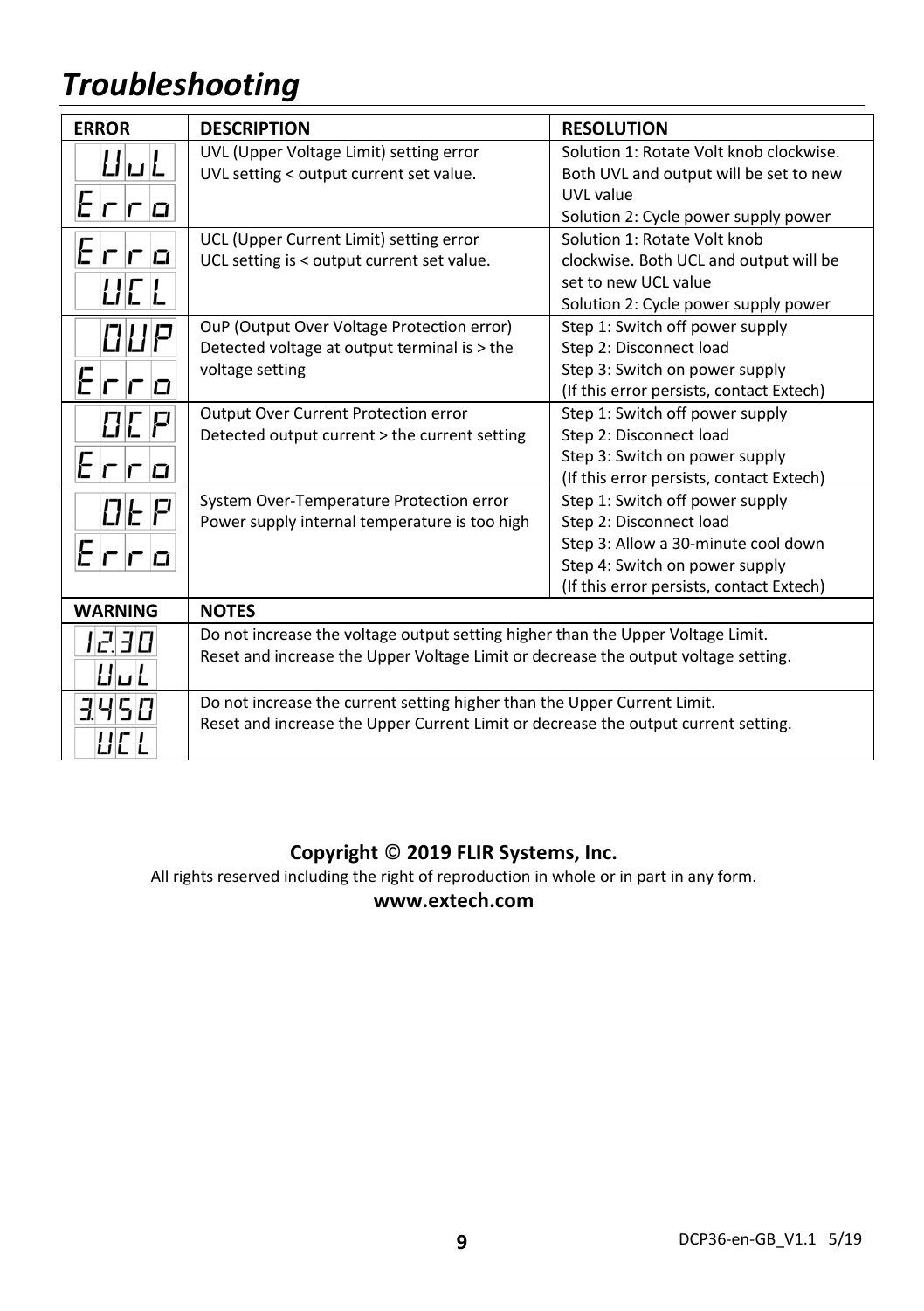# Troubleshooting

| ERROR | DESCRIPTION | RESOLUTION |
|---|---|---|
| UuL Erro | UVL (Upper Voltage Limit) setting error<br>UVL setting < output current set value. | Solution 1: Rotate Volt knob clockwise. Both UVL and output will be set to new UVL value<br>Solution 2: Cycle power supply power |
| Erro UCL | UCL (Upper Current Limit) setting error<br>UCL setting is < output current set value. | Solution 1: Rotate Volt knob clockwise. Both UCL and output will be set to new UCL value<br>Solution 2: Cycle power supply power |
| OUP Erro | OuP (Output Over Voltage Protection error)<br>Detected voltage at output terminal is > the voltage setting | Step 1: Switch off power supply<br>Step 2: Disconnect load<br>Step 3: Switch on power supply<br>(If this error persists, contact Extech) |
| OCP Erro | Output Over Current Protection error<br>Detected output current > the current setting | Step 1: Switch off power supply<br>Step 2: Disconnect load<br>Step 3: Switch on power supply<br>(If this error persists, contact Extech) |
| OtP Erro | System Over-Temperature Protection error<br>Power supply internal temperature is too high | Step 1: Switch off power supply<br>Step 2: Disconnect load<br>Step 3: Allow a 30-minute cool down<br>Step 4: Switch on power supply<br>(If this error persists, contact Extech) |
| **WARNING** | **NOTES** | |
| 12.30 UuL | Do not increase the voltage output setting higher than the Upper Voltage Limit.<br>Reset and increase the Upper Voltage Limit or decrease the output voltage setting. | |
| 3.450 UCL | Do not increase the current setting higher than the Upper Current Limit.<br>Reset and increase the Upper Current Limit or decrease the output current setting. | |

**Copyright © 2019 FLIR Systems, Inc.**

All rights reserved including the right of reproduction in whole or in part in any form.

**www.extech.com**

DCP36-en-GB_V1.1 5/19